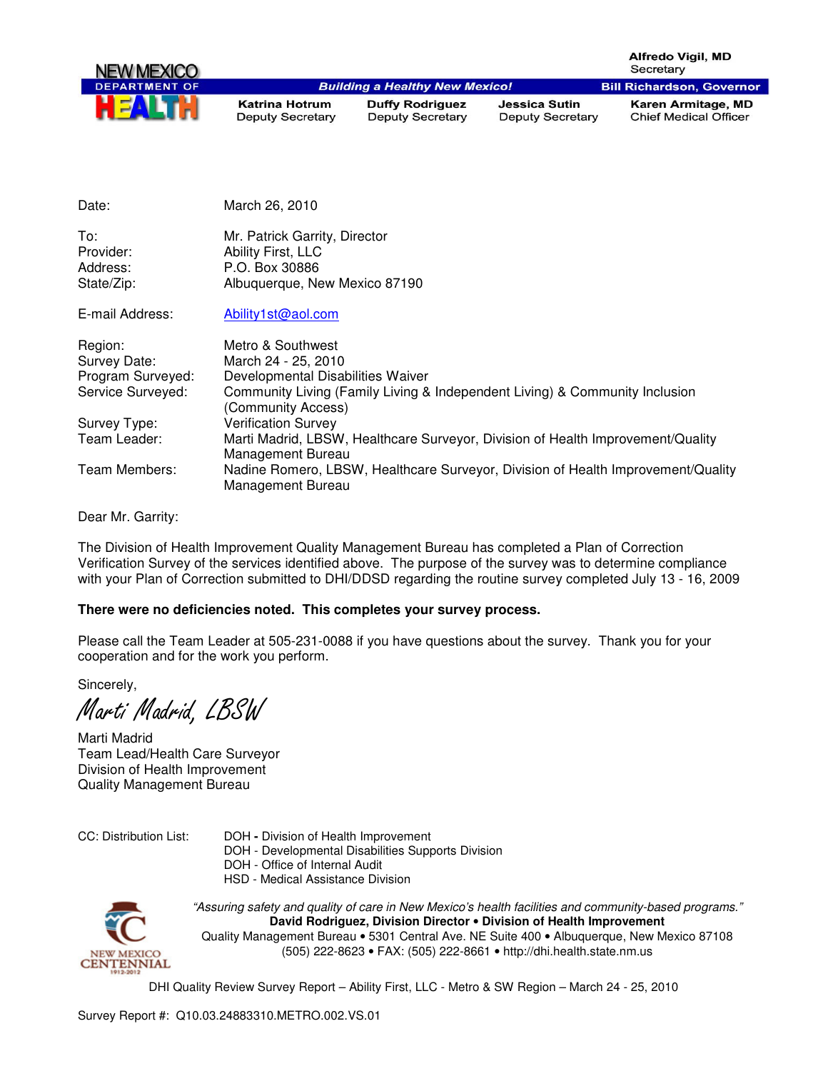NEW MEXICO DEPARTMENT OF HEALTH

**Building a Healthy New Mexico!**

**Alfredo Vigil, MD**
Secretary

**Bill Richardson, Governor**

**Katrina Hotrum** Deputy Secretary | **Duffy Rodriguez** Deputy Secretary | **Jessica Sutin** Deputy Secretary | **Karen Armitage, MD** Chief Medical Officer

| | |
|---|---|
| Date: | March 26, 2010 |
| To: | Mr. Patrick Garrity, Director |
| Provider: | Ability First, LLC |
| Address: | P.O. Box 30886 |
| State/Zip: | Albuquerque, New Mexico 87190 |
| E-mail Address: | Ability1st@aol.com |
| Region: | Metro & Southwest |
| Survey Date: | March 24 - 25, 2010 |
| Program Surveyed: | Developmental Disabilities Waiver |
| Service Surveyed: | Community Living (Family Living & Independent Living) & Community Inclusion (Community Access) |
| Survey Type: | Verification Survey |
| Team Leader: | Marti Madrid, LBSW, Healthcare Surveyor, Division of Health Improvement/Quality Management Bureau |
| Team Members: | Nadine Romero, LBSW, Healthcare Surveyor, Division of Health Improvement/Quality Management Bureau |

Dear Mr. Garrity:

The Division of Health Improvement Quality Management Bureau has completed a Plan of Correction Verification Survey of the services identified above. The purpose of the survey was to determine compliance with your Plan of Correction submitted to DHI/DDSD regarding the routine survey completed July 13 - 16, 2009

**There were no deficiencies noted. This completes your survey process.**

Please call the Team Leader at 505-231-0088 if you have questions about the survey. Thank you for your cooperation and for the work you perform.

Sincerely,

*Marti Madrid, LBSW*

Marti Madrid
Team Lead/Health Care Surveyor
Division of Health Improvement
Quality Management Bureau

CC: Distribution List:
- DOH - Division of Health Improvement
- DOH - Developmental Disabilities Supports Division
- DOH - Office of Internal Audit
- HSD - Medical Assistance Division

*"Assuring safety and quality of care in New Mexico's health facilities and community-based programs."*
**David Rodriguez, Division Director • Division of Health Improvement**
Quality Management Bureau • 5301 Central Ave. NE Suite 400 • Albuquerque, New Mexico 87108
(505) 222-8623 • FAX: (505) 222-8661 • http://dhi.health.state.nm.us

NEW MEXICO CENTENNIAL 1912-2012

DHI Quality Review Survey Report – Ability First, LLC - Metro & SW Region – March 24 - 25, 2010

Survey Report #: Q10.03.24883310.METRO.002.VS.01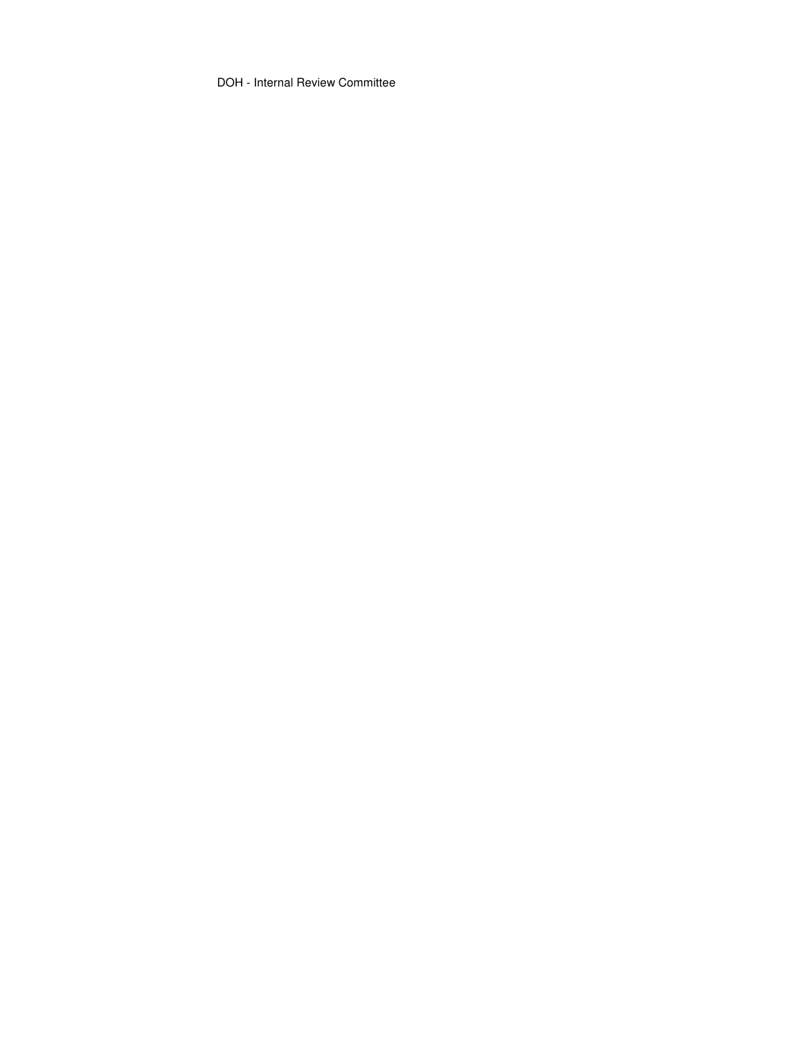DOH - Internal Review Committee